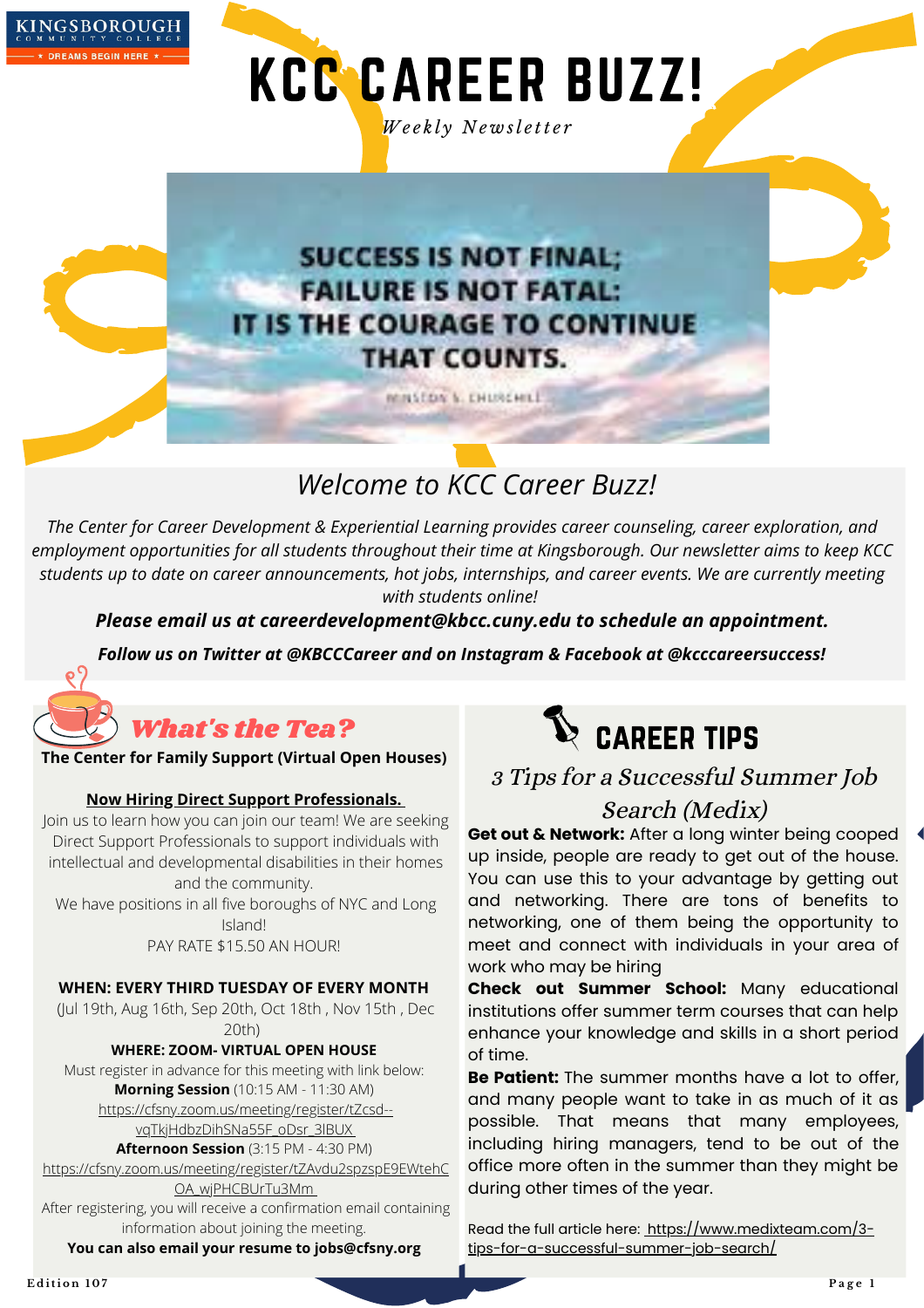KINGSBOROUGH COMMUNITY COLLEGE
DREAMS BEGIN HERE

# KCC CAREER BUZZ!

*Weekly Newsletter*

SUCCESS IS NOT FINAL;
FAILURE IS NOT FATAL:
IT IS THE COURAGE TO CONTINUE
THAT COUNTS.

WINSTON S. CHURCHILL

## *Welcome to KCC Career Buzz!*

*The Center for Career Development & Experiential Learning provides career counseling, career exploration, and employment opportunities for all students throughout their time at Kingsborough. Our newsletter aims to keep KCC students up to date on career announcements, hot jobs, internships, and career events. We are currently meeting with students online!*

***Please email us at careerdevelopment@kbcc.cuny.edu to schedule an appointment.***

***Follow us on Twitter at @KBCCCareer and on Instagram & Facebook at @kcccareersuccess!***

## *What's the Tea?*

**The Center for Family Support (Virtual Open Houses)**

**Now Hiring Direct Support Professionals.**

Join us to learn how you can join our team! We are seeking Direct Support Professionals to support individuals with intellectual and developmental disabilities in their homes and the community.
We have positions in all five boroughs of NYC and Long Island!
PAY RATE $15.50 AN HOUR!

**WHEN: EVERY THIRD TUESDAY OF EVERY MONTH**
(Jul 19th, Aug 16th, Sep 20th, Oct 18th , Nov 15th , Dec 20th)

**WHERE: ZOOM- VIRTUAL OPEN HOUSE**
Must register in advance for this meeting with link below:
**Morning Session** (10:15 AM - 11:30 AM)
https://cfsny.zoom.us/meeting/register/tZcsd--vqTkjHdbzDihSNa55F_oDsr_3lBUX
**Afternoon Session** (3:15 PM - 4:30 PM)
https://cfsny.zoom.us/meeting/register/tZAvdu2spzspE9EWtehCOA_wjPHCBUrTu3Mm
After registering, you will receive a confirmation email containing information about joining the meeting.
**You can also email your resume to jobs@cfsny.org**

## CAREER TIPS

### *3 Tips for a Successful Summer Job Search (Medix)*

**Get out & Network:** After a long winter being cooped up inside, people are ready to get out of the house. You can use this to your advantage by getting out and networking. There are tons of benefits to networking, one of them being the opportunity to meet and connect with individuals in your area of work who may be hiring

**Check out Summer School:** Many educational institutions offer summer term courses that can help enhance your knowledge and skills in a short period of time.

**Be Patient:** The summer months have a lot to offer, and many people want to take in as much of it as possible. That means that many employees, including hiring managers, tend to be out of the office more often in the summer than they might be during other times of the year.

Read the full article here: https://www.medixteam.com/3-tips-for-a-successful-summer-job-search/

Edition 107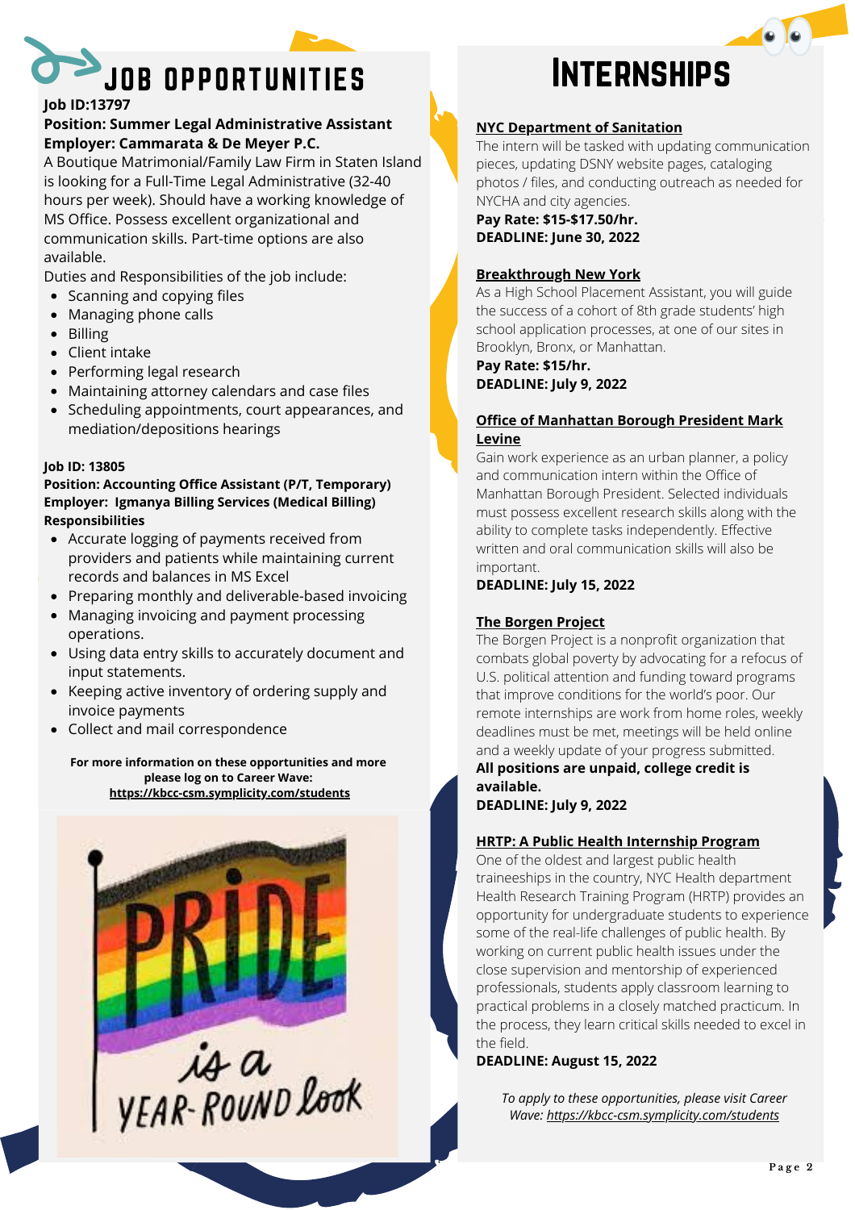# JOB OPPORTUNITIES

**Job ID:13797**
**Position: Summer Legal Administrative Assistant**
**Employer: Cammarata & De Meyer P.C.**

A Boutique Matrimonial/Family Law Firm in Staten Island is looking for a Full-Time Legal Administrative (32-40 hours per week). Should have a working knowledge of MS Office. Possess excellent organizational and communication skills. Part-time options are also available.

Duties and Responsibilities of the job include:

- Scanning and copying files
- Managing phone calls
- Billing
- Client intake
- Performing legal research
- Maintaining attorney calendars and case files
- Scheduling appointments, court appearances, and mediation/depositions hearings

**Job ID: 13805**
**Position: Accounting Office Assistant (P/T, Temporary)**
**Employer: Igmanya Billing Services (Medical Billing)**
**Responsibilities**

- Accurate logging of payments received from providers and patients while maintaining current records and balances in MS Excel
- Preparing monthly and deliverable-based invoicing
- Managing invoicing and payment processing operations.
- Using data entry skills to accurately document and input statements.
- Keeping active inventory of ordering supply and invoice payments
- Collect and mail correspondence

**For more information on these opportunities and more please log on to Career Wave:**
**https://kbcc-csm.symplicity.com/students**

# INTERNSHIPS

**NYC Department of Sanitation**

The intern will be tasked with updating communication pieces, updating DSNY website pages, cataloging photos / files, and conducting outreach as needed for NYCHA and city agencies.

**Pay Rate: $15-$17.50/hr.**
**DEADLINE: June 30, 2022**

**Breakthrough New York**

As a High School Placement Assistant, you will guide the success of a cohort of 8th grade students' high school application processes, at one of our sites in Brooklyn, Bronx, or Manhattan.

**Pay Rate: $15/hr.**
**DEADLINE: July 9, 2022**

**Office of Manhattan Borough President Mark Levine**

Gain work experience as an urban planner, a policy and communication intern within the Office of Manhattan Borough President. Selected individuals must possess excellent research skills along with the ability to complete tasks independently. Effective written and oral communication skills will also be important.

**DEADLINE: July 15, 2022**

**The Borgen Project**

The Borgen Project is a nonprofit organization that combats global poverty by advocating for a refocus of U.S. political attention and funding toward programs that improve conditions for the world's poor. Our remote internships are work from home roles, weekly deadlines must be met, meetings will be held online and a weekly update of your progress submitted.

**All positions are unpaid, college credit is available.**
**DEADLINE: July 9, 2022**

**HRTP: A Public Health Internship Program**

One of the oldest and largest public health traineeships in the country, NYC Health department Health Research Training Program (HRTP) provides an opportunity for undergraduate students to experience some of the real-life challenges of public health. By working on current public health issues under the close supervision and mentorship of experienced professionals, students apply classroom learning to practical problems in a closely matched practicum. In the process, they learn critical skills needed to excel in the field.

**DEADLINE: August 15, 2022**

*To apply to these opportunities, please visit Career Wave: https://kbcc-csm.symplicity.com/students*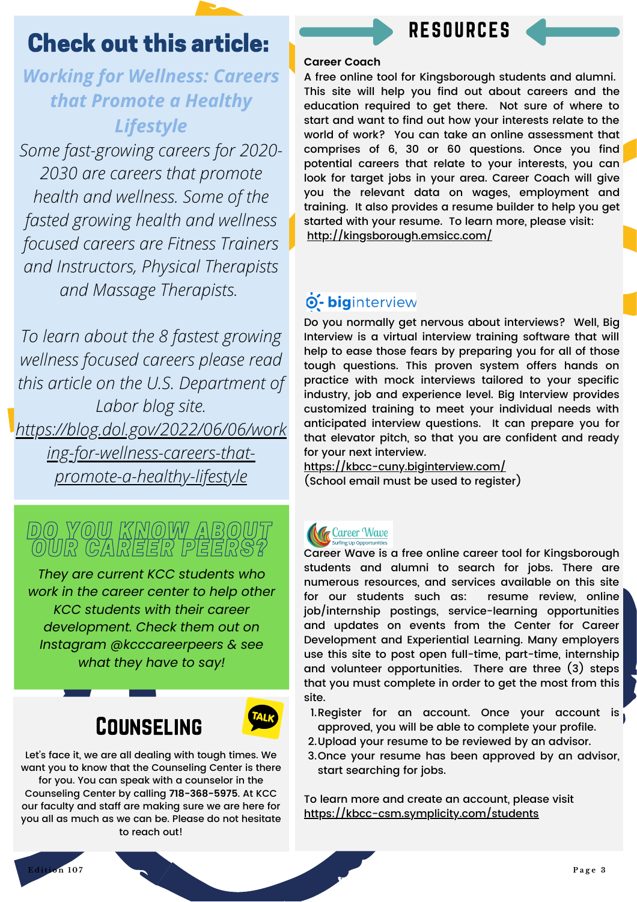## Check out this article:

### *Working for Wellness: Careers that Promote a Healthy Lifestyle*

*Some fast-growing careers for 2020-2030 are careers that promote health and wellness. Some of the fasted growing health and wellness focused careers are Fitness Trainers and Instructors, Physical Therapists and Massage Therapists.*

*To learn about the 8 fastest growing wellness focused careers please read this article on the U.S. Department of Labor blog site.*
*https://blog.dol.gov/2022/06/06/working-for-wellness-careers-that-promote-a-healthy-lifestyle*

## DO YOU KNOW ABOUT OUR CAREER PEERS?

*They are current KCC students who work in the career center to help other KCC students with their career development. Check them out on Instagram @kcccareerpeers & see what they have to say!*

## COUNSELING

TALK

Let's face it, we are all dealing with tough times. We want you to know that the Counseling Center is there for you. You can speak with a counselor in the Counseling Center by calling **718-368-5975**. At KCC our faculty and staff are making sure we are here for you all as much as we can be. Please do not hesitate to reach out!

## RESOURCES

**Career Coach**

A free online tool for Kingsborough students and alumni. This site will help you find out about careers and the education required to get there. Not sure of where to start and want to find out how your interests relate to the world of work? You can take an online assessment that comprises of 6, 30 or 60 questions. Once you find potential careers that relate to your interests, you can look for target jobs in your area. Career Coach will give you the relevant data on wages, employment and training. It also provides a resume builder to help you get started with your resume. To learn more, please visit:
http://kingsborough.emsicc.com/

**biginterview**

Do you normally get nervous about interviews? Well, Big Interview is a virtual interview training software that will help to ease those fears by preparing you for all of those tough questions. This proven system offers hands on practice with mock interviews tailored to your specific industry, job and experience level. Big Interview provides customized training to meet your individual needs with anticipated interview questions. It can prepare you for that elevator pitch, so that you are confident and ready for your next interview.
https://kbcc-cuny.biginterview.com/
(School email must be used to register)

**Career Wave** – Surfing Up Opportunities

Career Wave is a free online career tool for Kingsborough students and alumni to search for jobs. There are numerous resources, and services available on this site for our students such as: resume review, online job/internship postings, service-learning opportunities and updates on events from the Center for Career Development and Experiential Learning. Many employers use this site to post open full-time, part-time, internship and volunteer opportunities. There are three (3) steps that you must complete in order to get the most from this site.

1. Register for an account. Once your account is approved, you will be able to complete your profile.
2. Upload your resume to be reviewed by an advisor.
3. Once your resume has been approved by an advisor, start searching for jobs.

To learn more and create an account, please visit
https://kbcc-csm.symplicity.com/students